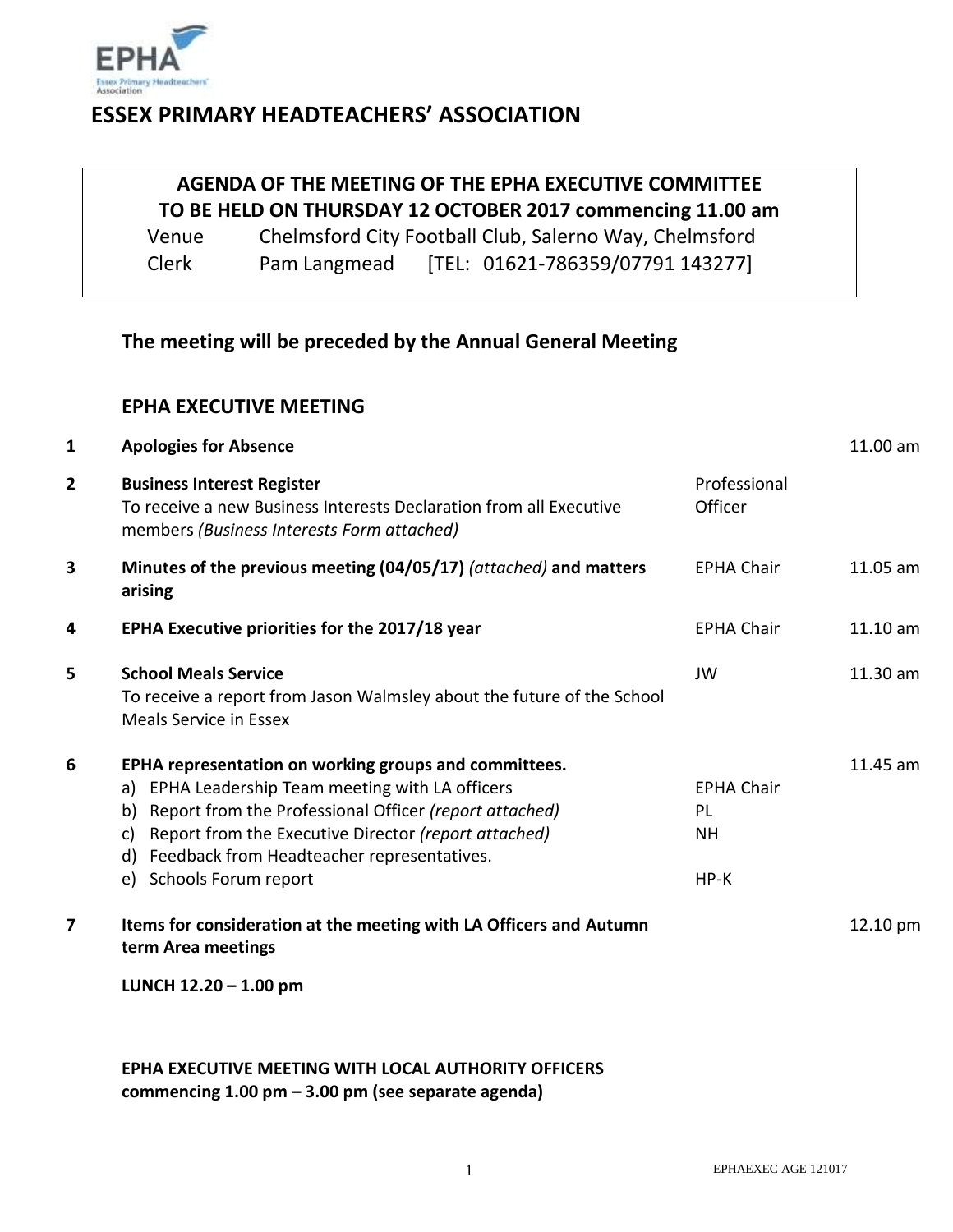# ESSEX PRIMARY HEADTEACHERS' ASSOCIATION

**AGENDA OF THE MEETING OF THE EPHA EXECUTIVE COMMITTEE**
**TO BE HELD ON THURSDAY 12 OCTOBER 2017 commencing 11.00 am**

Venue Chelmsford City Football Club, Salerno Way, Chelmsford
Clerk Pam Langmead [TEL: 01621-786359/07791 143277]

**The meeting will be preceded by the Annual General Meeting**

## EPHA EXECUTIVE MEETING

| | | | |
|---|---|---|---|
| **1** | **Apologies for Absence** | | 11.00 am |
| **2** | **Business Interest Register**<br>To receive a new Business Interests Declaration from all Executive members *(Business Interests Form attached)* | Professional Officer | |
| **3** | **Minutes of the previous meeting (04/05/17)** *(attached)* **and matters arising** | EPHA Chair | 11.05 am |
| **4** | **EPHA Executive priorities for the 2017/18 year** | EPHA Chair | 11.10 am |
| **5** | **School Meals Service**<br>To receive a report from Jason Walmsley about the future of the School Meals Service in Essex | JW | 11.30 am |
| **6** | **EPHA representation on working groups and committees.**<br>a) EPHA Leadership Team meeting with LA officers<br>b) Report from the Professional Officer *(report attached)*<br>c) Report from the Executive Director *(report attached)*<br>d) Feedback from Headteacher representatives.<br>e) Schools Forum report | <br>EPHA Chair<br>PL<br>NH<br><br>HP-K | 11.45 am |
| **7** | **Items for consideration at the meeting with LA Officers and Autumn term Area meetings** | | 12.10 pm |

**LUNCH 12.20 – 1.00 pm**

**EPHA EXECUTIVE MEETING WITH LOCAL AUTHORITY OFFICERS commencing 1.00 pm – 3.00 pm (see separate agenda)**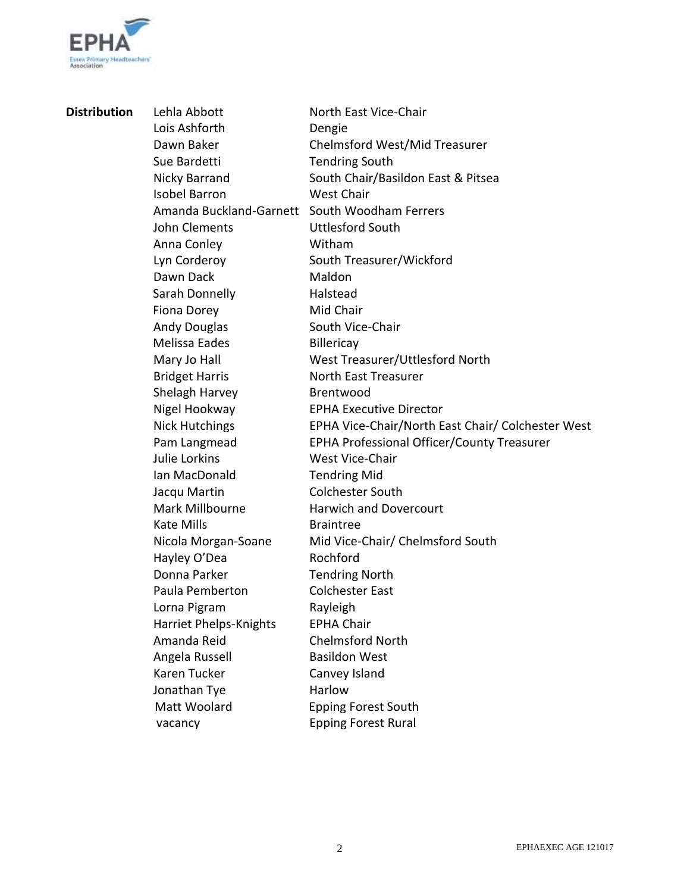**Distribution**

| | | |
|---|---|---|
| **Distribution** | Lehla Abbott | North East Vice-Chair |
| | Lois Ashforth | Dengie |
| | Dawn Baker | Chelmsford West/Mid Treasurer |
| | Sue Bardetti | Tendring South |
| | Nicky Barrand | South Chair/Basildon East & Pitsea |
| | Isobel Barron | West Chair |
| | Amanda Buckland-Garnett | South Woodham Ferrers |
| | John Clements | Uttlesford South |
| | Anna Conley | Witham |
| | Lyn Corderoy | South Treasurer/Wickford |
| | Dawn Dack | Maldon |
| | Sarah Donnelly | Halstead |
| | Fiona Dorey | Mid Chair |
| | Andy Douglas | South Vice-Chair |
| | Melissa Eades | Billericay |
| | Mary Jo Hall | West Treasurer/Uttlesford North |
| | Bridget Harris | North East Treasurer |
| | Shelagh Harvey | Brentwood |
| | Nigel Hookway | EPHA Executive Director |
| | Nick Hutchings | EPHA Vice-Chair/North East Chair/ Colchester West |
| | Pam Langmead | EPHA Professional Officer/County Treasurer |
| | Julie Lorkins | West Vice-Chair |
| | Ian MacDonald | Tendring Mid |
| | Jacqu Martin | Colchester South |
| | Mark Millbourne | Harwich and Dovercourt |
| | Kate Mills | Braintree |
| | Nicola Morgan-Soane | Mid Vice-Chair/ Chelmsford South |
| | Hayley O'Dea | Rochford |
| | Donna Parker | Tendring North |
| | Paula Pemberton | Colchester East |
| | Lorna Pigram | Rayleigh |
| | Harriet Phelps-Knights | EPHA Chair |
| | Amanda Reid | Chelmsford North |
| | Angela Russell | Basildon West |
| | Karen Tucker | Canvey Island |
| | Jonathan Tye | Harlow |
| | Matt Woolard | Epping Forest South |
| | vacancy | Epping Forest Rural |